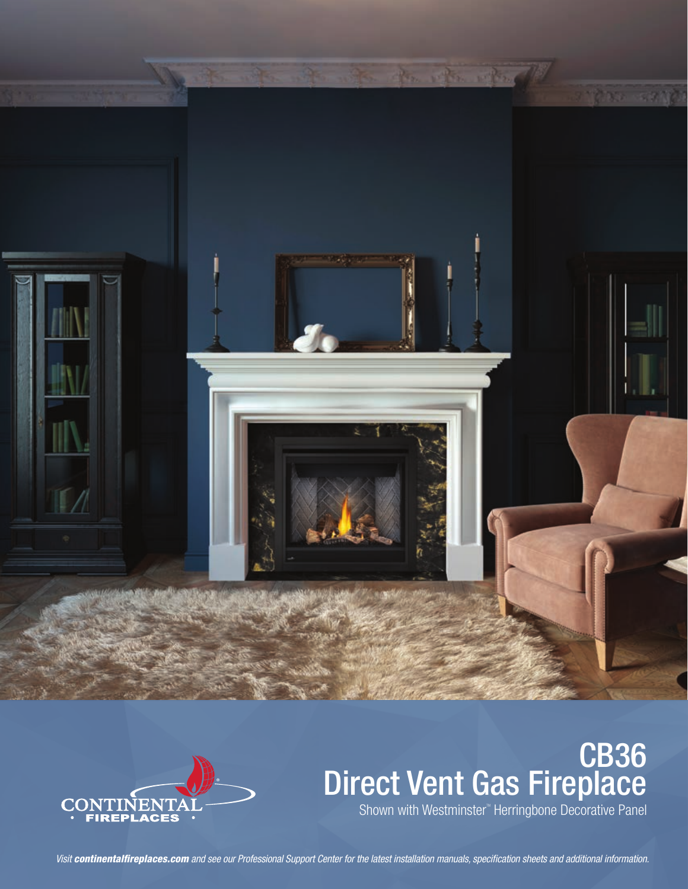# CB36
# Direct Vent Gas Fireplace

Shown with Westminster™ Herringbone Decorative Panel

CONTINENTAL FIREPLACES

*Visit **continentalfireplaces.com** and see our Professional Support Center for the latest installation manuals, specification sheets and additional information.*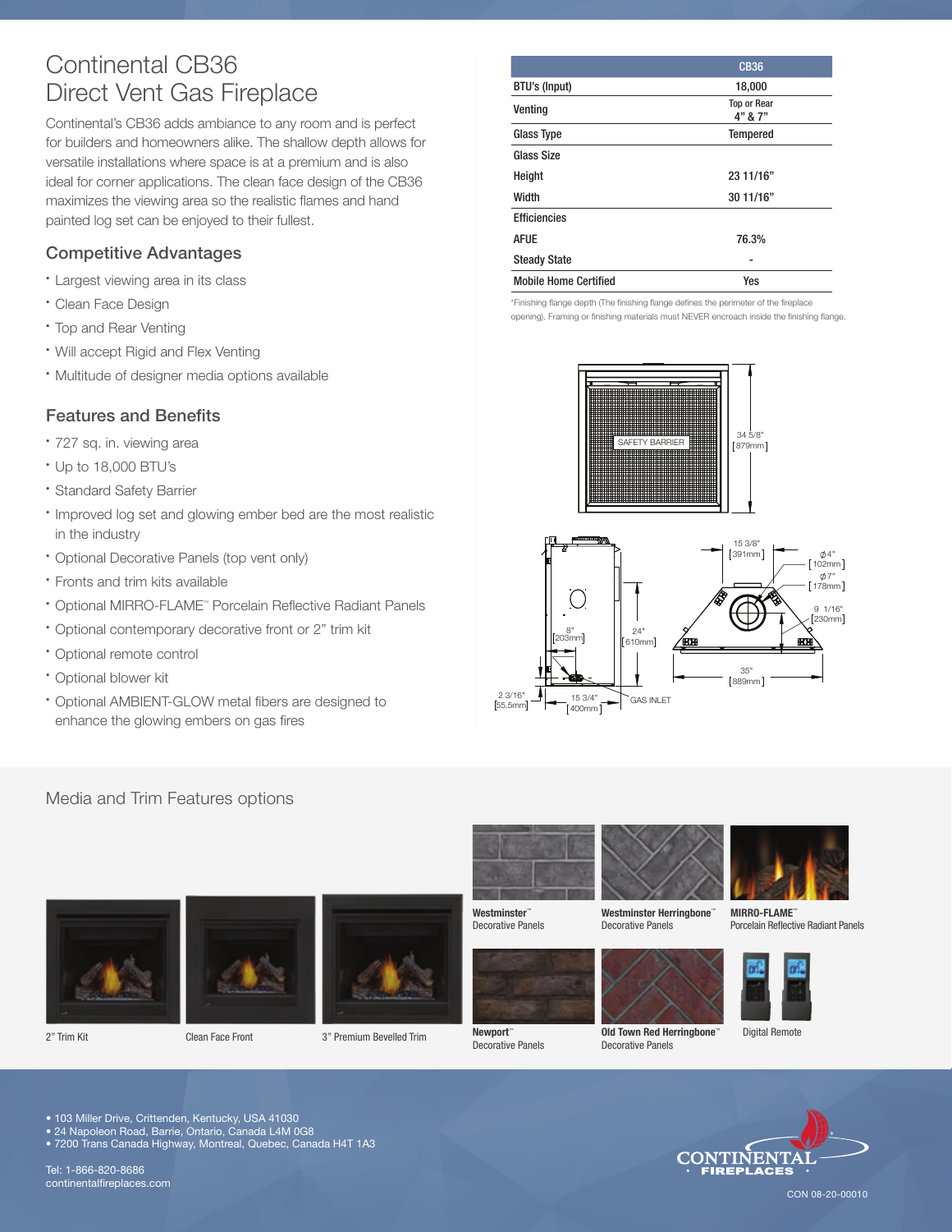# Continental CB36
# Direct Vent Gas Fireplace

Continental's CB36 adds ambiance to any room and is perfect for builders and homeowners alike. The shallow depth allows for versatile installations where space is at a premium and is also ideal for corner applications. The clean face design of the CB36 maximizes the viewing area so the realistic flames and hand painted log set can be enjoyed to their fullest.

## Competitive Advantages

- Largest viewing area in its class
- Clean Face Design
- Top and Rear Venting
- Will accept Rigid and Flex Venting
- Multitude of designer media options available

## Features and Benefits

- 727 sq. in. viewing area
- Up to 18,000 BTU's
- Standard Safety Barrier
- Improved log set and glowing ember bed are the most realistic in the industry
- Optional Decorative Panels (top vent only)
- Fronts and trim kits available
- Optional MIRRO-FLAME™ Porcelain Reflective Radiant Panels
- Optional contemporary decorative front or 2" trim kit
- Optional remote control
- Optional blower kit
- Optional AMBIENT-GLOW metal fibers are designed to enhance the glowing embers on gas fires

| | CB36 |
|---|---|
| BTU's (Input) | 18,000 |
| Venting | Top or Rear 4" & 7" |
| Glass Type | Tempered |
| Glass Size | |
| Height | 23 11/16" |
| Width | 30 11/16" |
| Efficiencies | |
| AFUE | 76.3% |
| Steady State | - |
| Mobile Home Certified | Yes |

*Finishing flange depth (The finishing flange defines the perimeter of the fireplace opening). Framing or finishing materials must NEVER encroach inside the finishing flange.

SAFETY BARRIER
34 5/8" [879mm]
8" [203mm]
24" [610mm]
2 3/16" [55.5mm]
15 3/4" [400mm]
GAS INLET
15 3/8" [391mm]
Ø4" [102mm]
Ø7" [178mm]
9 1/16" [230mm]
35" [889mm]

## Media and Trim Features options

2" Trim Kit

Clean Face Front

3" Premium Bevelled Trim

**Westminster™** Decorative Panels

**Westminster Herringbone™** Decorative Panels

**MIRRO-FLAME™** Porcelain Reflective Radiant Panels

**Newport™** Decorative Panels

**Old Town Red Herringbone™** Decorative Panels

Digital Remote

- 103 Miller Drive, Crittenden, Kentucky, USA 41030
- 24 Napoleon Road, Barrie, Ontario, Canada L4M 0G8
- 7200 Trans Canada Highway, Montreal, Quebec, Canada H4T 1A3

Tel: 1-866-820-8686
continentalfireplaces.com

CONTINENTAL FIREPLACES

CON 08-20-00010